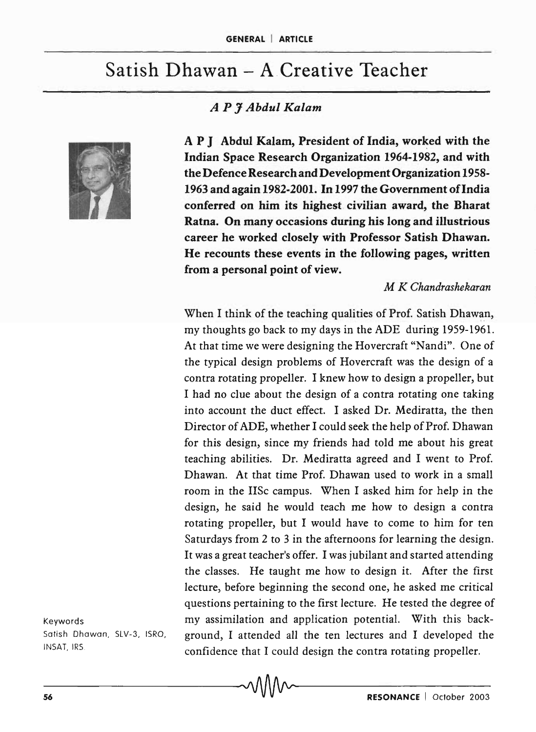# Satish Dhawan – A Creative Teacher

*A P J Abdul Kalam*

**A P J Abdul Kalam, President of India, worked with the Indian Space Research Organization 1964-1982, and with the Defence Research and Development Organization 1958-1963 and again 1982-2001. In 1997 the Government of India conferred on him its highest civilian award, the Bharat Ratna. On many occasions during his long and illustrious career he worked closely with Professor Satish Dhawan. He recounts these events in the following pages, written from a personal point of view.**

*M K Chandrashekaran*

When I think of the teaching qualities of Prof. Satish Dhawan, my thoughts go back to my days in the ADE during 1959-1961. At that time we were designing the Hovercraft "Nandi". One of the typical design problems of Hovercraft was the design of a contra rotating propeller. I knew how to design a propeller, but I had no clue about the design of a contra rotating one taking into account the duct effect. I asked Dr. Mediratta, the then Director of ADE, whether I could seek the help of Prof. Dhawan for this design, since my friends had told me about his great teaching abilities. Dr. Mediratta agreed and I went to Prof. Dhawan. At that time Prof. Dhawan used to work in a small room in the IISc campus. When I asked him for help in the design, he said he would teach me how to design a contra rotating propeller, but I would have to come to him for ten Saturdays from 2 to 3 in the afternoons for learning the design. It was a great teacher's offer. I was jubilant and started attending the classes. He taught me how to design it. After the first lecture, before beginning the second one, he asked me critical questions pertaining to the first lecture. He tested the degree of my assimilation and application potential. With this background, I attended all the ten lectures and I developed the confidence that I could design the contra rotating propeller.

Keywords
Satish Dhawan, SLV-3, ISRO, INSAT, IRS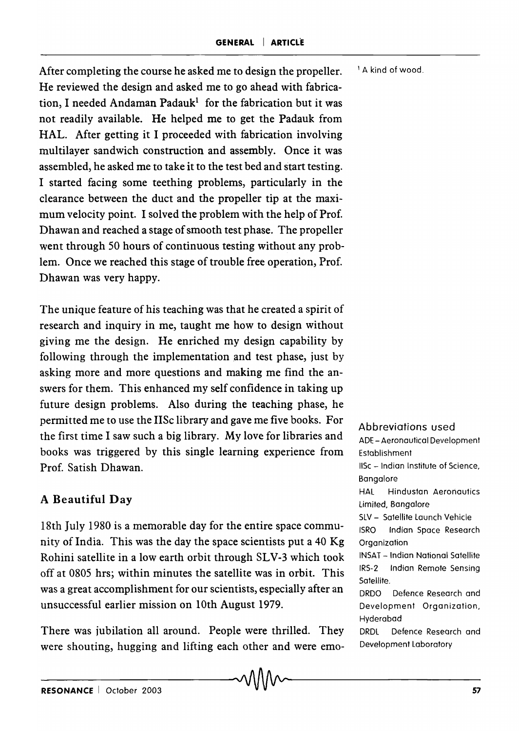After completing the course he asked me to design the propeller. He reviewed the design and asked me to go ahead with fabrication, I needed Andaman Padauk[1] for the fabrication but it was not readily available. He helped me to get the Padauk from HAL. After getting it I proceeded with fabrication involving multilayer sandwich construction and assembly. Once it was assembled, he asked me to take it to the test bed and start testing. I started facing some teething problems, particularly in the clearance between the duct and the propeller tip at the maximum velocity point. I solved the problem with the help of Prof. Dhawan and reached a stage of smooth test phase. The propeller went through 50 hours of continuous testing without any problem. Once we reached this stage of trouble free operation, Prof. Dhawan was very happy.

[1] A kind of wood.

The unique feature of his teaching was that he created a spirit of research and inquiry in me, taught me how to design without giving me the design. He enriched my design capability by following through the implementation and test phase, just by asking more and more questions and making me find the answers for them. This enhanced my self confidence in taking up future design problems. Also during the teaching phase, he permitted me to use the IISc library and gave me five books. For the first time I saw such a big library. My love for libraries and books was triggered by this single learning experience from Prof. Satish Dhawan.

## A Beautiful Day

18th July 1980 is a memorable day for the entire space community of India. This was the day the space scientists put a 40 Kg Rohini satellite in a low earth orbit through SLV-3 which took off at 0805 hrs; within minutes the satellite was in orbit. This was a great accomplishment for our scientists, especially after an unsuccessful earlier mission on 10th August 1979.

There was jubilation all around. People were thrilled. They were shouting, hugging and lifting each other and were emo-

**Abbreviations used**

ADE – Aeronautical Development Establishment
IISc – Indian Institute of Science, Bangalore
HAL Hindustan Aeronautics Limited, Bangalore
SLV – Satellite Launch Vehicle
ISRO Indian Space Research Organization
INSAT – Indian National Satellite
IRS-2 Indian Remote Sensing Satellite.
DRDO Defence Research and Development Organization, Hyderabad
DRDL Defence Research and Development Laboratory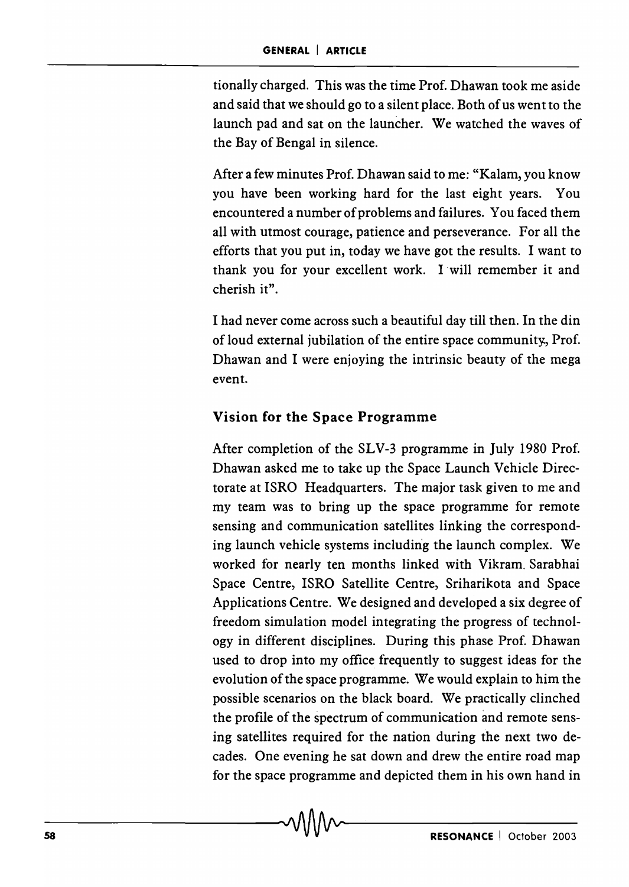tionally charged. This was the time Prof. Dhawan took me aside and said that we should go to a silent place. Both of us went to the launch pad and sat on the launcher. We watched the waves of the Bay of Bengal in silence.

After a few minutes Prof. Dhawan said to me: "Kalam, you know you have been working hard for the last eight years. You encountered a number of problems and failures. You faced them all with utmost courage, patience and perseverance. For all the efforts that you put in, today we have got the results. I want to thank you for your excellent work. I will remember it and cherish it".

I had never come across such a beautiful day till then. In the din of loud external jubilation of the entire space community, Prof. Dhawan and I were enjoying the intrinsic beauty of the mega event.

## Vision for the Space Programme

After completion of the SLV-3 programme in July 1980 Prof. Dhawan asked me to take up the Space Launch Vehicle Directorate at ISRO Headquarters. The major task given to me and my team was to bring up the space programme for remote sensing and communication satellites linking the corresponding launch vehicle systems including the launch complex. We worked for nearly ten months linked with Vikram Sarabhai Space Centre, ISRO Satellite Centre, Sriharikota and Space Applications Centre. We designed and developed a six degree of freedom simulation model integrating the progress of technology in different disciplines. During this phase Prof. Dhawan used to drop into my office frequently to suggest ideas for the evolution of the space programme. We would explain to him the possible scenarios on the black board. We practically clinched the profile of the spectrum of communication and remote sensing satellites required for the nation during the next two decades. One evening he sat down and drew the entire road map for the space programme and depicted them in his own hand in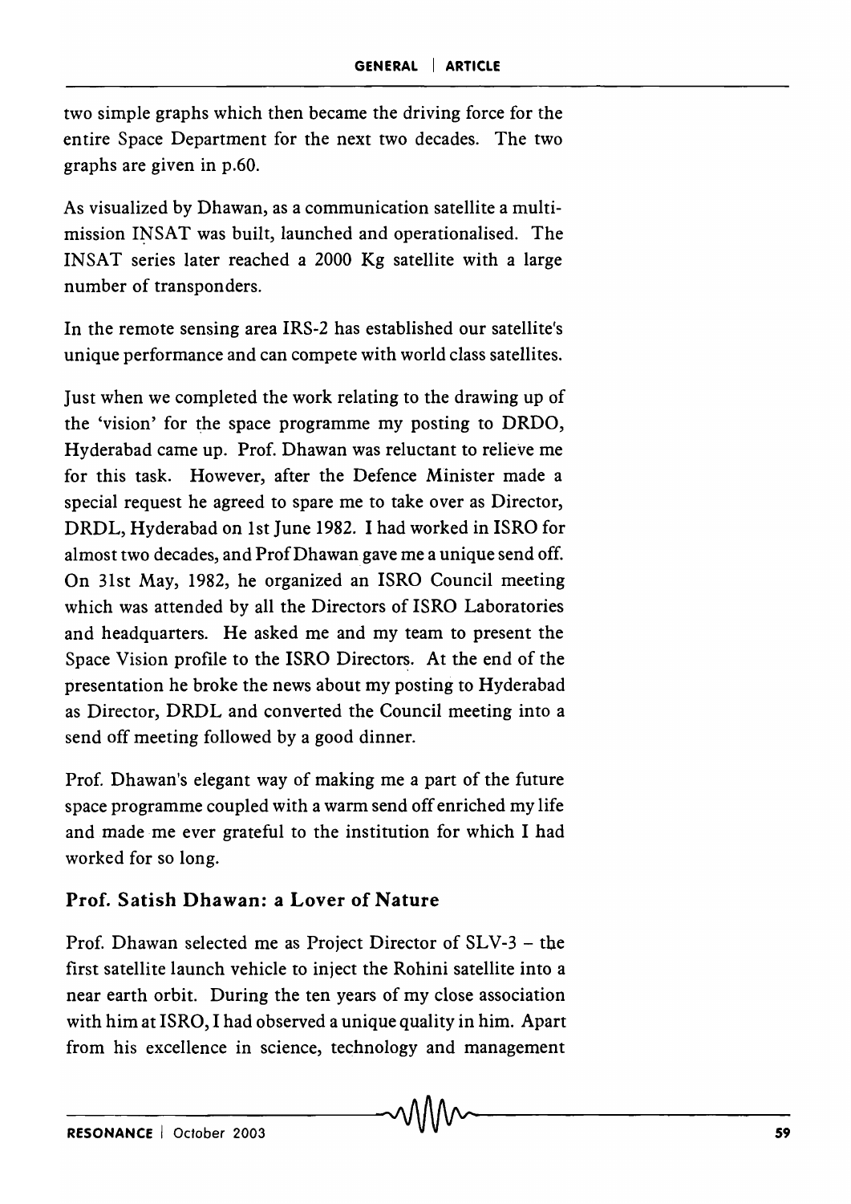two simple graphs which then became the driving force for the entire Space Department for the next two decades. The two graphs are given in p.60.

As visualized by Dhawan, as a communication satellite a multi-mission INSAT was built, launched and operationalised. The INSAT series later reached a 2000 Kg satellite with a large number of transponders.

In the remote sensing area IRS-2 has established our satellite's unique performance and can compete with world class satellites.

Just when we completed the work relating to the drawing up of the 'vision' for the space programme my posting to DRDO, Hyderabad came up. Prof. Dhawan was reluctant to relieve me for this task. However, after the Defence Minister made a special request he agreed to spare me to take over as Director, DRDL, Hyderabad on 1st June 1982. I had worked in ISRO for almost two decades, and Prof Dhawan gave me a unique send off. On 31st May, 1982, he organized an ISRO Council meeting which was attended by all the Directors of ISRO Laboratories and headquarters. He asked me and my team to present the Space Vision profile to the ISRO Directors. At the end of the presentation he broke the news about my posting to Hyderabad as Director, DRDL and converted the Council meeting into a send off meeting followed by a good dinner.

Prof. Dhawan's elegant way of making me a part of the future space programme coupled with a warm send off enriched my life and made me ever grateful to the institution for which I had worked for so long.

### Prof. Satish Dhawan: a Lover of Nature

Prof. Dhawan selected me as Project Director of SLV-3 – the first satellite launch vehicle to inject the Rohini satellite into a near earth orbit. During the ten years of my close association with him at ISRO, I had observed a unique quality in him. Apart from his excellence in science, technology and management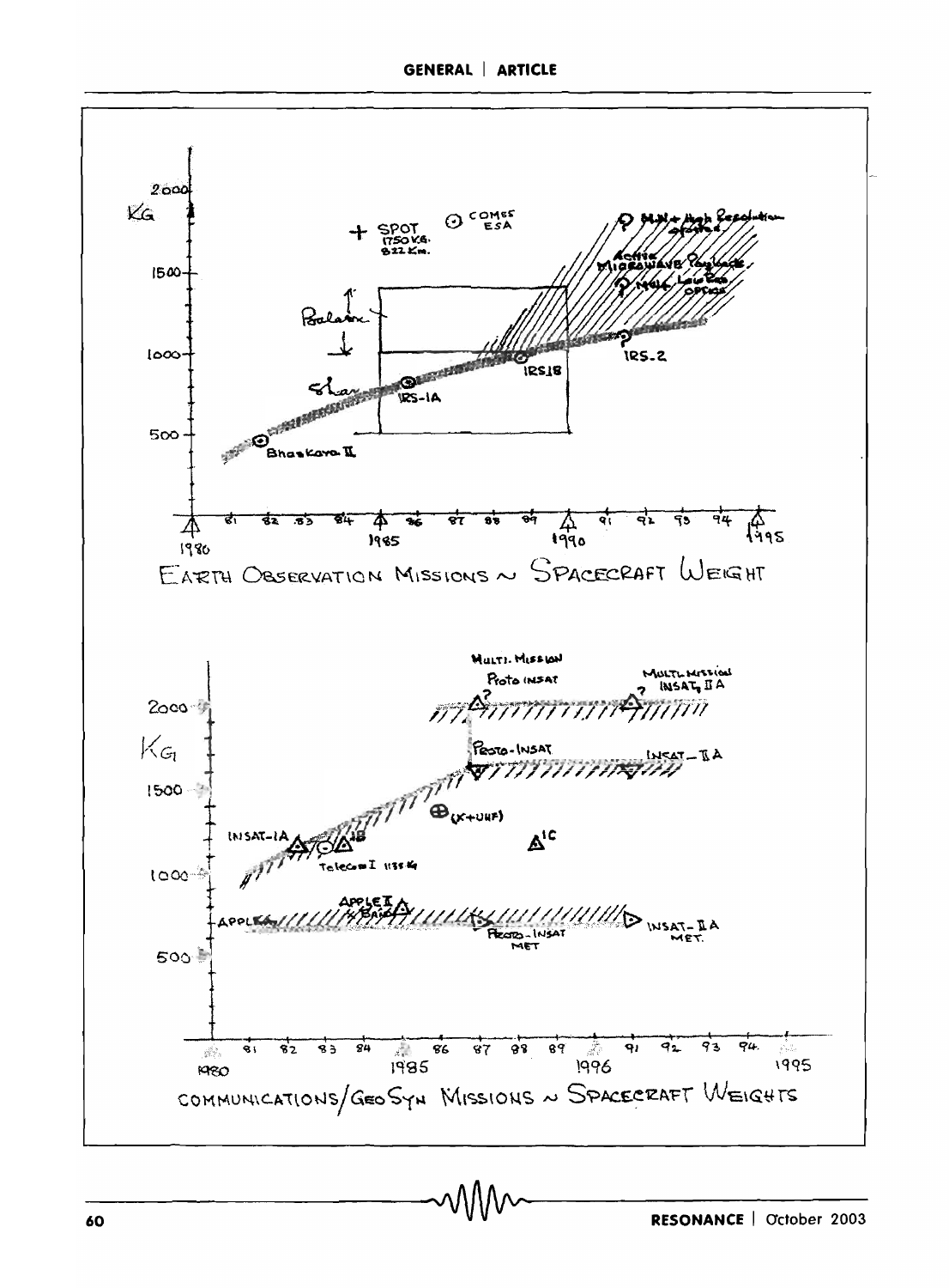EARTH OBSERVATION MISSIONS ~ SPACECRAFT WEIGHT

COMMUNICATIONS/GEOSYN MISSIONS ~ SPACECRAFT WEIGHTS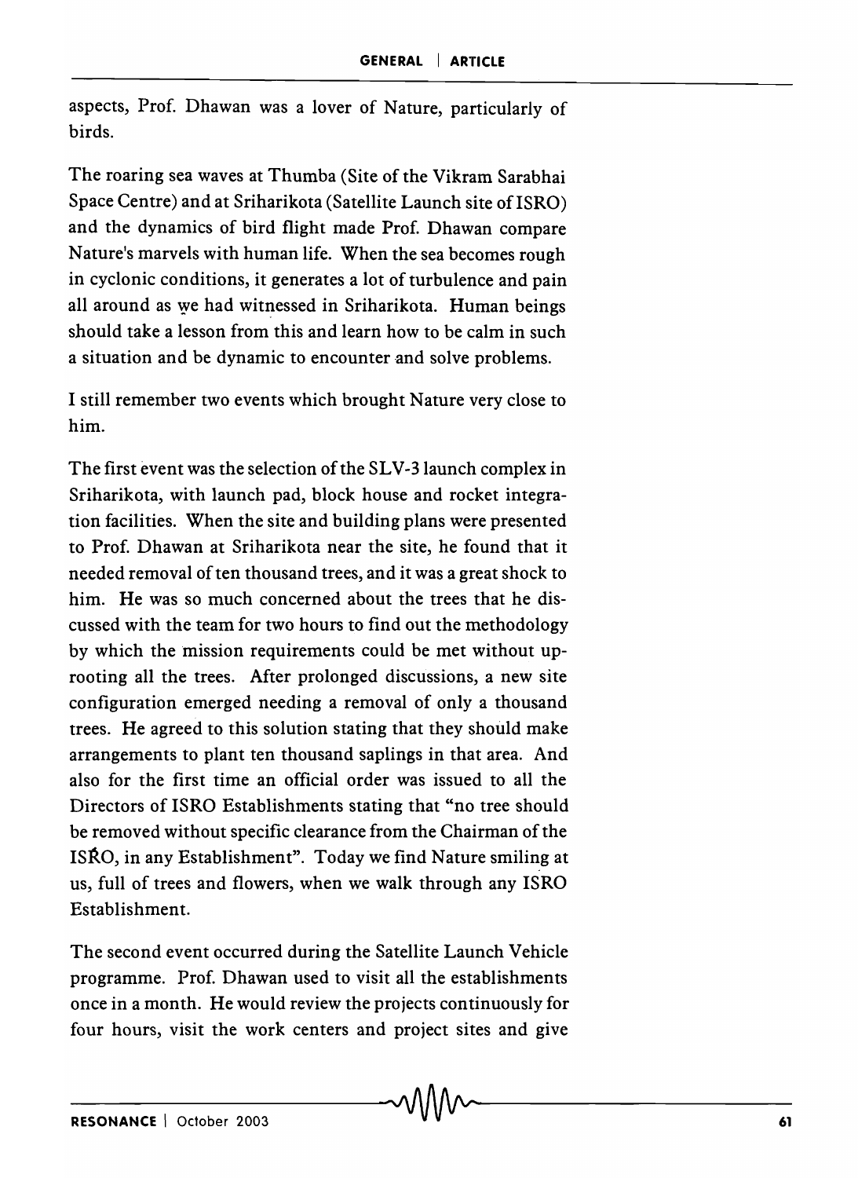aspects, Prof. Dhawan was a lover of Nature, particularly of birds.

The roaring sea waves at Thumba (Site of the Vikram Sarabhai Space Centre) and at Sriharikota (Satellite Launch site of ISRO) and the dynamics of bird flight made Prof. Dhawan compare Nature's marvels with human life. When the sea becomes rough in cyclonic conditions, it generates a lot of turbulence and pain all around as we had witnessed in Sriharikota. Human beings should take a lesson from this and learn how to be calm in such a situation and be dynamic to encounter and solve problems.

I still remember two events which brought Nature very close to him.

The first event was the selection of the SLV-3 launch complex in Sriharikota, with launch pad, block house and rocket integration facilities. When the site and building plans were presented to Prof. Dhawan at Sriharikota near the site, he found that it needed removal of ten thousand trees, and it was a great shock to him. He was so much concerned about the trees that he discussed with the team for two hours to find out the methodology by which the mission requirements could be met without uprooting all the trees. After prolonged discussions, a new site configuration emerged needing a removal of only a thousand trees. He agreed to this solution stating that they should make arrangements to plant ten thousand saplings in that area. And also for the first time an official order was issued to all the Directors of ISRO Establishments stating that "no tree should be removed without specific clearance from the Chairman of the ISRO, in any Establishment". Today we find Nature smiling at us, full of trees and flowers, when we walk through any ISRO Establishment.

The second event occurred during the Satellite Launch Vehicle programme. Prof. Dhawan used to visit all the establishments once in a month. He would review the projects continuously for four hours, visit the work centers and project sites and give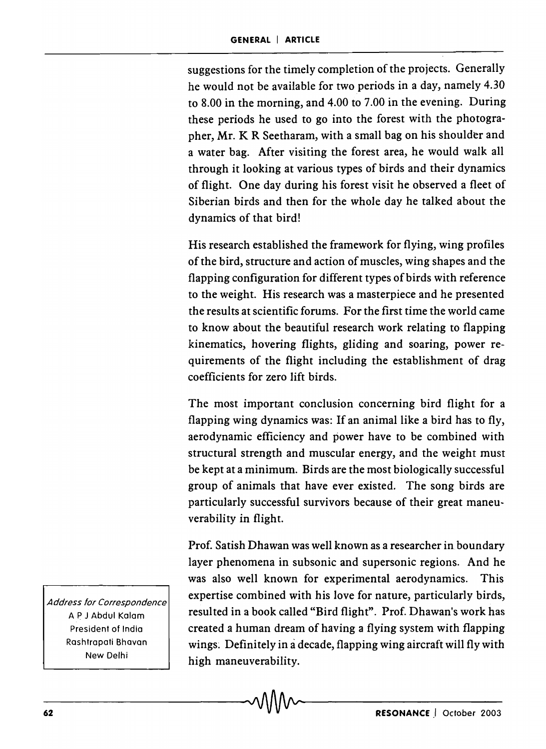suggestions for the timely completion of the projects. Generally he would not be available for two periods in a day, namely 4.30 to 8.00 in the morning, and 4.00 to 7.00 in the evening. During these periods he used to go into the forest with the photographer, Mr. K R Seetharam, with a small bag on his shoulder and a water bag. After visiting the forest area, he would walk all through it looking at various types of birds and their dynamics of flight. One day during his forest visit he observed a fleet of Siberian birds and then for the whole day he talked about the dynamics of that bird!

His research established the framework for flying, wing profiles of the bird, structure and action of muscles, wing shapes and the flapping configuration for different types of birds with reference to the weight. His research was a masterpiece and he presented the results at scientific forums. For the first time the world came to know about the beautiful research work relating to flapping kinematics, hovering flights, gliding and soaring, power requirements of the flight including the establishment of drag coefficients for zero lift birds.

The most important conclusion concerning bird flight for a flapping wing dynamics was: If an animal like a bird has to fly, aerodynamic efficiency and power have to be combined with structural strength and muscular energy, and the weight must be kept at a minimum. Birds are the most biologically successful group of animals that have ever existed. The song birds are particularly successful survivors because of their great maneuverability in flight.

Prof. Satish Dhawan was well known as a researcher in boundary layer phenomena in subsonic and supersonic regions. And he was also well known for experimental aerodynamics. This expertise combined with his love for nature, particularly birds, resulted in a book called "Bird flight". Prof. Dhawan's work has created a human dream of having a flying system with flapping wings. Definitely in a decade, flapping wing aircraft will fly with high maneuverability.

*Address for Correspondence*
A P J Abdul Kalam
President of India
Rashtrapati Bhavan
New Delhi